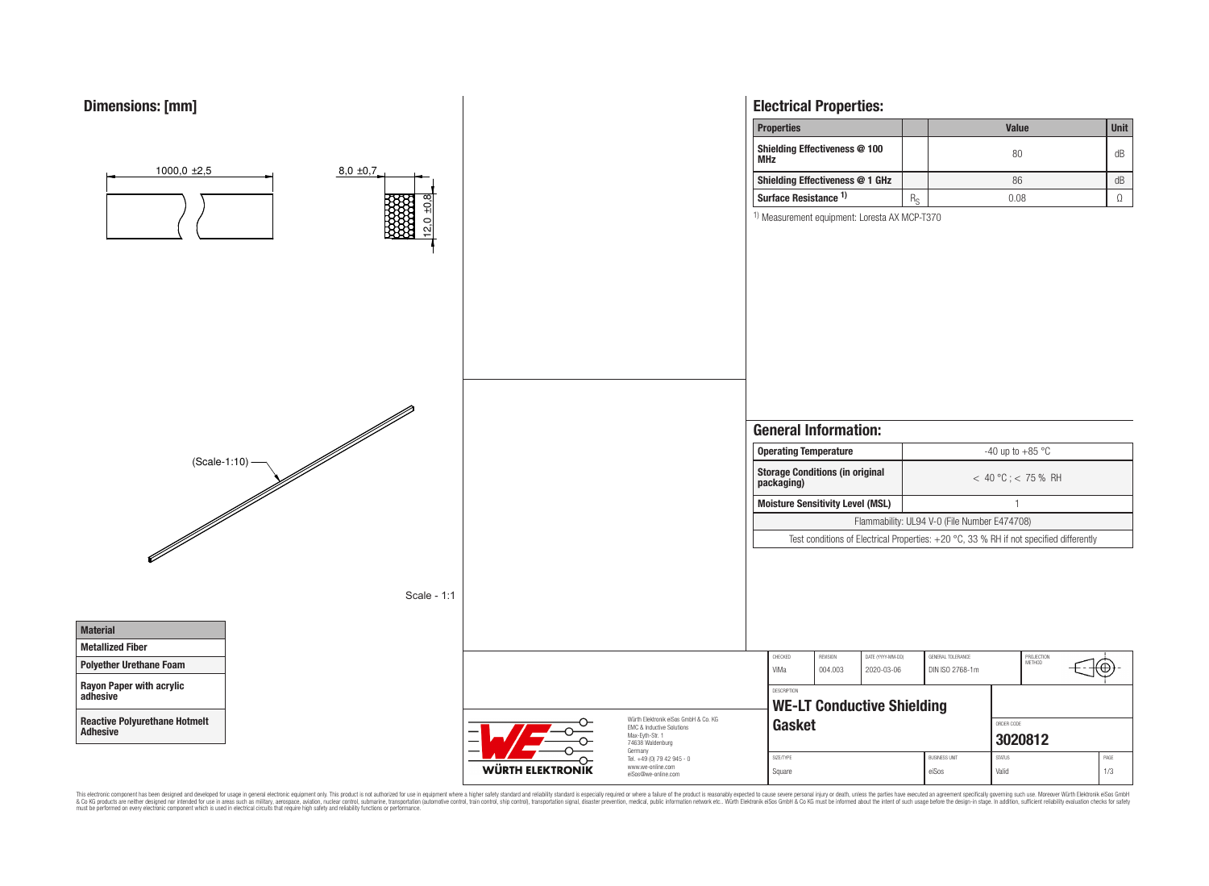## Dimensions: [mm]

1000,0 ±2,5

8,0 ±0,7

12,0 ±0,8

(Scale-1:10)

Scale - 1:1

| Material |
|---|
| Metallized Fiber |
| Polyether Urethane Foam |
| Rayon Paper with acrylic adhesive |
| Reactive Polyurethane Hotmelt Adhesive |

## Electrical Properties:

| Properties | | Value | Unit |
|---|---|---|---|
| Shielding Effectiveness @ 100 MHz | | 80 | dB |
| Shielding Effectiveness @ 1 GHz | | 86 | dB |
| Surface Resistance [1] | $R_S$ | 0.08 | Ω |

[1] Measurement equipment: Loresta AX MCP-T370

## General Information:

| | |
|---|---|
| Operating Temperature | -40 up to +85 °C |
| Storage Conditions (in original packaging) | < 40 °C ; < 75 % RH |
| Moisture Sensitivity Level (MSL) | 1 |
| Flammability: UL94 V-0 (File Number E474708) | |
| Test conditions of Electrical Properties: +20 °C, 33 % RH if not specified differently | |

| CHECKED | REVISION | DATE (YYYY-MM-DD) | GENERAL TOLERANCE | PROJECTION METHOD |
|---|---|---|---|---|
| ViMa | 004.003 | 2020-03-06 | DIN ISO 2768-1m | |

DESCRIPTION: **WE-LT Conductive Shielding Gasket**

ORDER CODE: **3020812**

| SIZE/TYPE | BUSINESS UNIT | STATUS | PAGE |
|---|---|---|---|
| Square | eiSos | Valid | 1/3 |

WÜRTH ELEKTRONIK

Würth Elektronik eiSos GmbH & Co. KG
EMC & Inductive Solutions
Max-Eyth-Str. 1
74638 Waldenburg
Germany
Tel. +49 (0) 79 42 945 - 0
www.we-online.com
eiSos@we-online.com

This electronic component has been designed and developed for usage in general electronic equipment only. This product is not authorized for use in equipment where a higher safety standard and reliability standard is especially required or where a failure of the product is reasonably expected to cause severe personal injury or death, unless the parties have executed an agreement specifically governing such use. Moreover Würth Elektronik eiSos GmbH & Co KG products are neither designed nor intended for use in areas such as military, aerospace, aviation, nuclear control, submarine, transportation (automotive control, train control, ship control), transportation signal, disaster prevention, medical, public information network etc.. Würth Elektronik eiSos GmbH & Co KG must be informed about the intent of such usage before the design-in stage. In addition, sufficient reliability evaluation checks for safety must be performed on every electronic component which is used in electrical circuits that require high safety and reliability functions or performance.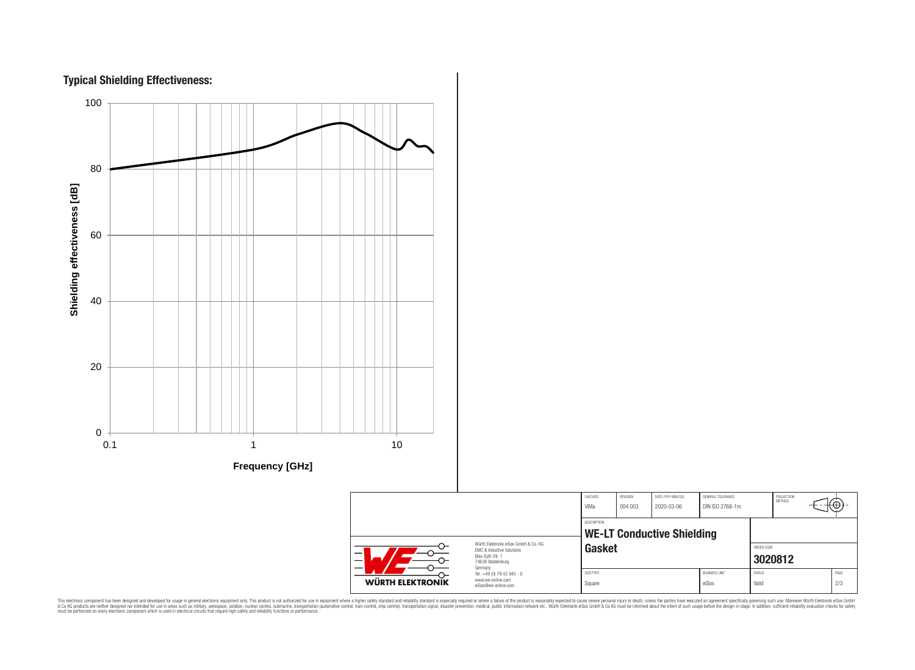## Typical Shielding Effectiveness:

Shielding effectiveness [dB]

100
80
60
40
20
0

0.1 1 10

Frequency [GHz]

| CHECKED | REVISION | DATE (YYYY-MM-DD) | GENERAL TOLERANCE | PROJECTION METHOD |
|---|---|---|---|---|
| ViMa | 004.003 | 2020-03-06 | DIN ISO 2768-1m | |

Würth Elektronik eiSos GmbH & Co. KG
EMC & Inductive Solutions
Max-Eyth-Str. 1
74638 Waldenburg
Germany
Tel. +49 (0) 79 42 945 - 0
www.we-online.com
eiSos@we-online.com

WÜRTH ELEKTRONIK

DESCRIPTION

**WE-LT Conductive Shielding Gasket**

ORDER CODE

**3020812**

| SIZE/TYPE | BUSINESS UNIT | STATUS | PAGE |
|---|---|---|---|
| Square | eiSos | Valid | 2/3 |

This electronic component has been designed and developed for usage in general electronic equipment only. This product is not authorized for use in equipment where a higher safety standard and reliability standard is especially required or where a failure of the product is reasonably expected to cause severe personal injury or death, unless the parties have executed an agreement specifically governing such use. Moreover Würth Elektronik eiSos GmbH & Co KG products are neither designed nor intended for use in areas such as military, aerospace, aviation, nuclear control, submarine, transportation (automotive control, train control, ship control), transportation signal, disaster prevention, medical, public information network etc.. Würth Elektronik eiSos GmbH & Co KG must be informed about the intent of such usage before the design-in stage. In addition, sufficient reliability evaluation checks for safety must be performed on every electronic component which is used in electrical circuits that require high safety and reliability functions or performance.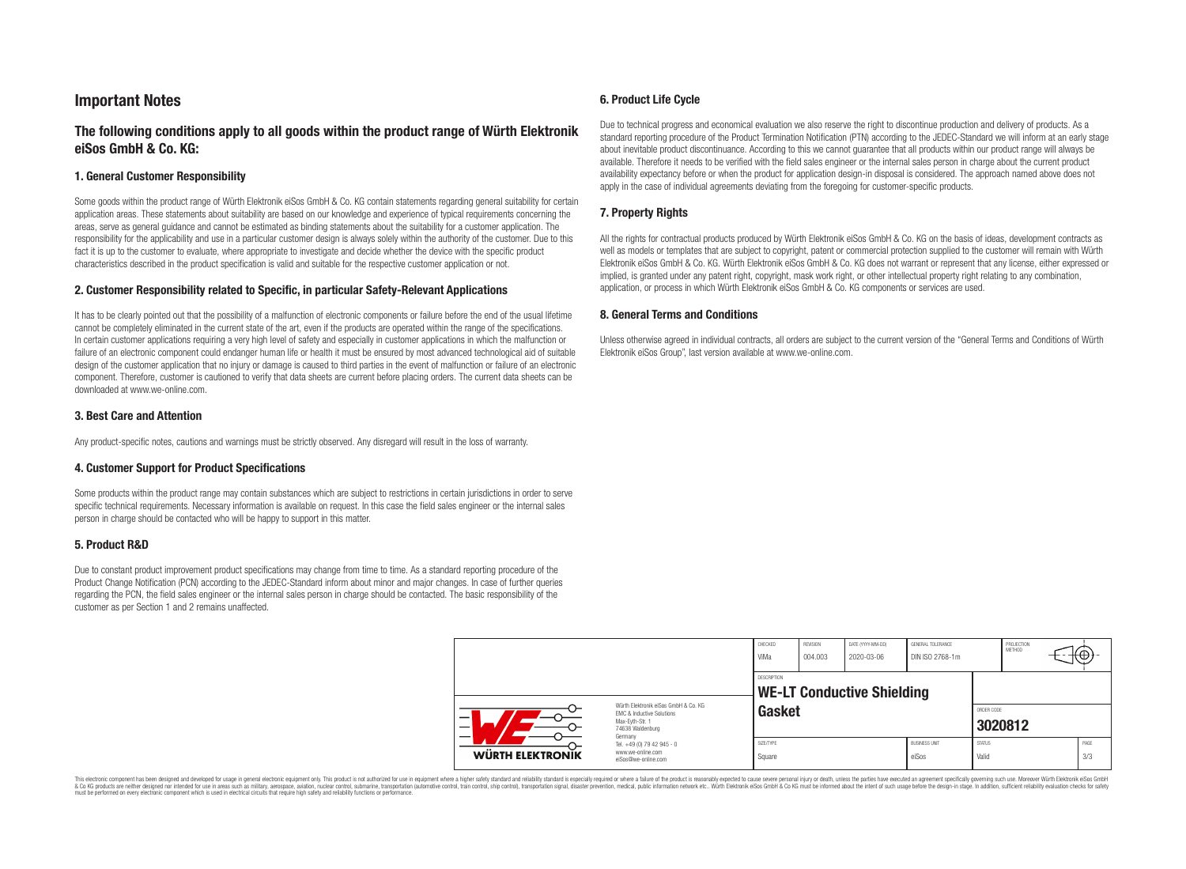# Important Notes

## The following conditions apply to all goods within the product range of Würth Elektronik eiSos GmbH & Co. KG:

### 1. General Customer Responsibility

Some goods within the product range of Würth Elektronik eiSos GmbH & Co. KG contain statements regarding general suitability for certain application areas. These statements about suitability are based on our knowledge and experience of typical requirements concerning the areas, serve as general guidance and cannot be estimated as binding statements about the suitability for a customer application. The responsibility for the applicability and use in a particular customer design is always solely within the authority of the customer. Due to this fact it is up to the customer to evaluate, where appropriate to investigate and decide whether the device with the specific product characteristics described in the product specification is valid and suitable for the respective customer application or not.

### 2. Customer Responsibility related to Specific, in particular Safety-Relevant Applications

It has to be clearly pointed out that the possibility of a malfunction of electronic components or failure before the end of the usual lifetime cannot be completely eliminated in the current state of the art, even if the products are operated within the range of the specifications. In certain customer applications requiring a very high level of safety and especially in customer applications in which the malfunction or failure of an electronic component could endanger human life or health it must be ensured by most advanced technological aid of suitable design of the customer application that no injury or damage is caused to third parties in the event of malfunction or failure of an electronic component. Therefore, customer is cautioned to verify that data sheets are current before placing orders. The current data sheets can be downloaded at www.we-online.com.

### 3. Best Care and Attention

Any product-specific notes, cautions and warnings must be strictly observed. Any disregard will result in the loss of warranty.

### 4. Customer Support for Product Specifications

Some products within the product range may contain substances which are subject to restrictions in certain jurisdictions in order to serve specific technical requirements. Necessary information is available on request. In this case the field sales engineer or the internal sales person in charge should be contacted who will be happy to support in this matter.

### 5. Product R&D

Due to constant product improvement product specifications may change from time to time. As a standard reporting procedure of the Product Change Notification (PCN) according to the JEDEC-Standard inform about minor and major changes. In case of further queries regarding the PCN, the field sales engineer or the internal sales person in charge should be contacted. The basic responsibility of the customer as per Section 1 and 2 remains unaffected.

### 6. Product Life Cycle

Due to technical progress and economical evaluation we also reserve the right to discontinue production and delivery of products. As a standard reporting procedure of the Product Termination Notification (PTN) according to the JEDEC-Standard we will inform at an early stage about inevitable product discontinuance. According to this we cannot guarantee that all products within our product range will always be available. Therefore it needs to be verified with the field sales engineer or the internal sales person in charge about the current product availability expectancy before or when the product for application design-in disposal is considered. The approach named above does not apply in the case of individual agreements deviating from the foregoing for customer-specific products.

### 7. Property Rights

All the rights for contractual products produced by Würth Elektronik eiSos GmbH & Co. KG on the basis of ideas, development contracts as well as models or templates that are subject to copyright, patent or commercial protection supplied to the customer will remain with Würth Elektronik eiSos GmbH & Co. KG. Würth Elektronik eiSos GmbH & Co. KG does not warrant or represent that any license, either expressed or implied, is granted under any patent right, copyright, mask work right, or other intellectual property right relating to any combination, application, or process in which Würth Elektronik eiSos GmbH & Co. KG components or services are used.

### 8. General Terms and Conditions

Unless otherwise agreed in individual contracts, all orders are subject to the current version of the "General Terms and Conditions of Würth Elektronik eiSos Group", last version available at www.we-online.com.

| | | | | | | | |
|---|---|---|---|---|---|---|---|
| WÜRTH ELEKTRONIK | Würth Elektronik eiSos GmbH & Co. KG<br>EMC & Inductive Solutions<br>Max-Eyth-Str. 1<br>74638 Waldenburg<br>Germany<br>Tel. +49 (0) 79 42 945 - 0<br>www.we-online.com<br>eiSos@we-online.com | CHECKED<br>ViMa | REVISION<br>004.003 | DATE (YYYY-MM-DD)<br>2020-03-06 | GENERAL TOLERANCE<br>DIN ISO 2768-1m | PROJECTION METHOD | |
| | | DESCRIPTION<br>**WE-LT Conductive Shielding Gasket** | | | | ORDER CODE<br>**3020812** | |
| | | SIZE/TYPE<br>Square | | | BUSINESS UNIT<br>eiSos | STATUS<br>Valid | PAGE<br>3/3 |

This electronic component has been designed and developed for usage in general electronic equipment only. This product is not authorized for use in equipment where a higher safety standard and reliability standard is especially required or where a failure of the product is reasonably expected to cause severe personal injury or death, unless the parties have executed an agreement specifically governing such use. Moreover Würth Elektronik eiSos GmbH & Co KG products are neither designed nor intended for use in areas such as military, aerospace, aviation, nuclear control, submarine, transportation (automotive control, train control, ship control), transportation signal, disaster prevention, medical, public information network etc.. Würth Elektronik eiSos GmbH & Co KG must be informed about the intent of such usage before the design-in stage. In addition, sufficient reliability evaluation checks for safety must be performed on every electronic component which is used in electrical circuits that require high safety and reliability functions or performance.